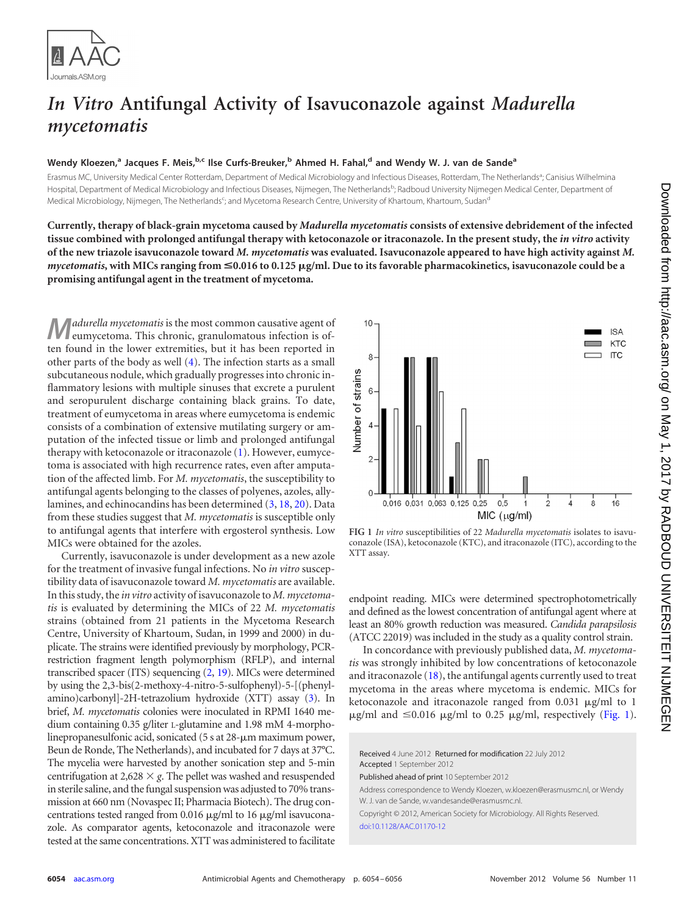# *In Vitro* Antifungal Activity of Isavuconazole against *Madurella mycetomatis*

**Wendy Kloezen,[a] Jacques F. Meis,[b,c] Ilse Curfs-Breuker,[b] Ahmed H. Fahal,[d] and Wendy W. J. van de Sande[a]**

Erasmus MC, University Medical Center Rotterdam, Department of Medical Microbiology and Infectious Diseases, Rotterdam, The Netherlands[a]; Canisius Wilhelmina Hospital, Department of Medical Microbiology and Infectious Diseases, Nijmegen, The Netherlands[b]; Radboud University Nijmegen Medical Center, Department of Medical Microbiology, Nijmegen, The Netherlands[c]; and Mycetoma Research Centre, University of Khartoum, Khartoum, Sudan[d]

**Currently, therapy of black-grain mycetoma caused by *Madurella mycetomatis* consists of extensive debridement of the infected tissue combined with prolonged antifungal therapy with ketoconazole or itraconazole. In the present study, the *in vitro* activity of the new triazole isavuconazole toward *M. mycetomatis* was evaluated. Isavuconazole appeared to have high activity against *M. mycetomatis*, with MICs ranging from ≤0.016 to 0.125 μg/ml. Due to its favorable pharmacokinetics, isavuconazole could be a promising antifungal agent in the treatment of mycetoma.**

*Madurella mycetomatis* is the most common causative agent of eumycetoma. This chronic, granulomatous infection is often found in the lower extremities, but it has been reported in other parts of the body as well (4). The infection starts as a small subcutaneous nodule, which gradually progresses into chronic inflammatory lesions with multiple sinuses that excrete a purulent and seropurulent discharge containing black grains. To date, treatment of eumycetoma in areas where eumycetoma is endemic consists of a combination of extensive mutilating surgery or amputation of the infected tissue or limb and prolonged antifungal therapy with ketoconazole or itraconazole (1). However, eumycetoma is associated with high recurrence rates, even after amputation of the affected limb. For *M. mycetomatis*, the susceptibility to antifungal agents belonging to the classes of polyenes, azoles, allylamines, and echinocandins has been determined (3, 18, 20). Data from these studies suggest that *M. mycetomatis* is susceptible only to antifungal agents that interfere with ergosterol synthesis. Low MICs were obtained for the azoles.

Currently, isavuconazole is under development as a new azole for the treatment of invasive fungal infections. No *in vitro* susceptibility data of isavuconazole toward *M. mycetomatis* are available. In this study, the *in vitro* activity of isavuconazole to *M. mycetomatis* is evaluated by determining the MICs of 22 *M. mycetomatis* strains (obtained from 21 patients in the Mycetoma Research Centre, University of Khartoum, Sudan, in 1999 and 2000) in duplicate. The strains were identified previously by morphology, PCR-restriction fragment length polymorphism (RFLP), and internal transcribed spacer (ITS) sequencing (2, 19). MICs were determined by using the 2,3-bis(2-methoxy-4-nitro-5-sulfophenyl)-5-[(phenylamino)carbonyl]-2H-tetrazolium hydroxide (XTT) assay (3). In brief, *M. mycetomatis* colonies were inoculated in RPMI 1640 medium containing 0.35 g/liter L-glutamine and 1.98 mM 4-morpholinepropanesulfonic acid, (5 s at 28-μm maximum power, Beun de Ronde, The Netherlands), and incubated for 7 days at 37°C. The mycelia were harvested by another sonication step and 5-min centrifugation at 2,628 × *g*. The pellet was washed and resuspended in sterile saline, and the fungal suspension was adjusted to 70% transmission at 660 nm (Novaspec II; Pharmacia Biotech). The drug concentrations tested ranged from 0.016 μg/ml to 16 μg/ml isavuconazole. As comparator agents, ketoconazole and itraconazole were tested at the same concentrations. XTT was administered to facilitate endpoint reading. MICs were determined spectrophotometrically and defined as the lowest concentration of antifungal agent where at least an 80% growth reduction was measured. *Candida parapsilosis* (ATCC 22019) was included in the study as a quality control strain.

FIG 1 *In vitro* susceptibilities of 22 *Madurella mycetomatis* isolates to isavuconazole (ISA), ketoconazole (KTC), and itraconazole (ITC), according to the XTT assay.

In concordance with previously published data, *M. mycetomatis* was strongly inhibited by low concentrations of ketoconazole and itraconazole (18), the antifungal agents currently used to treat mycetoma in the areas where mycetoma is endemic. MICs for ketoconazole and itraconazole ranged from 0.031 μg/ml to 1 μg/ml and ≤0.016 μg/ml to 0.25 μg/ml, respectively (Fig. 1).

Received 4 June 2012 Returned for modification 22 July 2012 Accepted 1 September 2012

Published ahead of print 10 September 2012

Address correspondence to Wendy Kloezen, w.kloezen@erasmusmc.nl, or Wendy W. J. van de Sande, w.vandesande@erasmusmc.nl.

Copyright © 2012, American Society for Microbiology. All Rights Reserved.

doi:10.1128/AAC.01170-12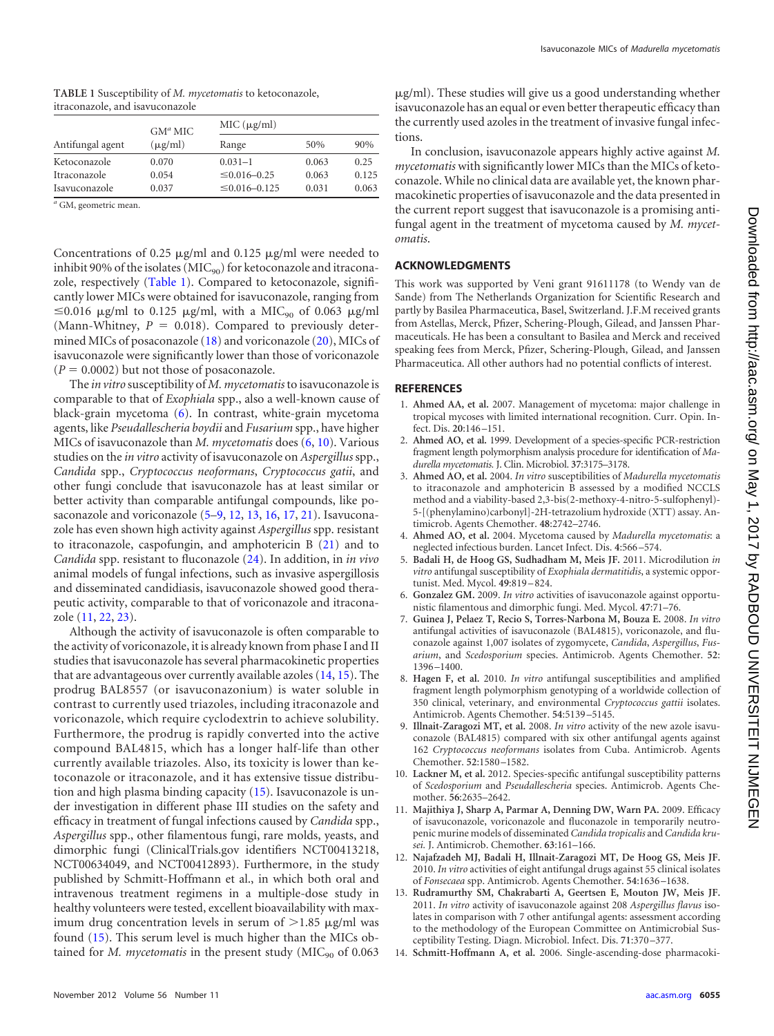TABLE 1 Susceptibility of *M. mycetomatis* to ketoconazole, itraconazole, and isavuconazole

| Antifungal agent | GM[a] MIC (μg/ml) | MIC (μg/ml) | | |
|---|---|---|---|---|
| | | Range | 50% | 90% |
| Ketoconazole | 0.070 | 0.031–1 | 0.063 | 0.25 |
| Itraconazole | 0.054 | ≤0.016–0.25 | 0.063 | 0.125 |
| Isavuconazole | 0.037 | ≤0.016–0.125 | 0.031 | 0.063 |

[a] GM, geometric mean.

Concentrations of 0.25 μg/ml and 0.125 μg/ml were needed to inhibit 90% of the isolates ($MIC_{90}$) for ketoconazole and itraconazole, respectively (Table 1). Compared to ketoconazole, significantly lower MICs were obtained for isavuconazole, ranging from ≤0.016 μg/ml to 0.125 μg/ml, with a $MIC_{90}$ of 0.063 μg/ml (Mann-Whitney, $P = 0.018$). Compared to previously determined MICs of posaconazole (18) and voriconazole (20), MICs of isavuconazole were significantly lower than those of voriconazole ($P = 0.0002$) but not those of posaconazole.

The *in vitro* susceptibility of *M. mycetomatis* to isavuconazole is comparable to that of *Exophiala* spp., also a well-known cause of black-grain mycetoma (6). In contrast, white-grain mycetoma agents, like *Pseudallescheria boydii* and *Fusarium* spp., have higher MICs of isavuconazole than *M. mycetomatis* does (6, 10). Various studies on the *in vitro* activity of isavuconazole on *Aspergillus* spp., *Candida* spp., *Cryptococcus neoformans*, *Cryptococcus gatii*, and other fungi conclude that isavuconazole has at least similar or better activity than comparable antifungal compounds, like posaconazole and voriconazole (5–9, 12, 13, 16, 17, 21). Isavuconazole has even shown high activity against *Aspergillus* spp. resistant to itraconazole, caspofungin, and amphotericin B (21) and to *Candida* spp. resistant to fluconazole (24). In addition, in *in vivo* animal models of fungal infections, such as invasive aspergillosis and disseminated candidiasis, isavuconazole showed good therapeutic activity, comparable to that of voriconazole and itraconazole (11, 22, 23).

Although the activity of isavuconazole is often comparable to the activity of voriconazole, it is already known from phase I and II studies that isavuconazole has several pharmacokinetic properties that are advantageous over currently available azoles (14, 15). The prodrug BAL8557 (or isavuconazonium) is water soluble in contrast to currently used triazoles, including itraconazole and voriconazole, which require cyclodextrin to achieve solubility. Furthermore, the prodrug is rapidly converted into the active compound BAL4815, which has a longer half-life than other currently available triazoles. Also, its toxicity is lower than ketoconazole or itraconazole, and it has extensive tissue distribution and high plasma binding capacity (15). Isavuconazole is under investigation in different phase III studies on the safety and efficacy in treatment of fungal infections caused by *Candida* spp., *Aspergillus* spp., other filamentous fungi, rare molds, yeasts, and dimorphic fungi (ClinicalTrials.gov identifiers NCT00413218, NCT00634049, and NCT00412893). Furthermore, in the study published by Schmitt-Hoffmann et al., in which both oral and intravenous treatment regimens in a multiple-dose study in healthy volunteers were tested, excellent bioavailability with maximum drug concentration levels in serum of >1.85 μg/ml was found (15). This serum level is much higher than the MICs obtained for *M. mycetomatis* in the present study ($MIC_{90}$ of 0.063 μg/ml). These studies will give us a good understanding whether isavuconazole has an equal or even better therapeutic efficacy than the currently used azoles in the treatment of invasive fungal infections.

In conclusion, isavuconazole appears highly active against *M. mycetomatis* with significantly lower MICs than the MICs of ketoconazole. While no clinical data are available yet, the known pharmacokinetic properties of isavuconazole and the data presented in the current report suggest that isavuconazole is a promising antifungal agent in the treatment of mycetoma caused by *M. mycetomatis*.

## ACKNOWLEDGMENTS

This work was supported by Veni grant 91611178 (to Wendy van de Sande) from The Netherlands Organization for Scientific Research and partly by Basilea Pharmaceutica, Basel, Switzerland. J.F.M received grants from Astellas, Merck, Pfizer, Schering-Plough, Gilead, and Janssen Pharmaceuticals. He has been a consultant to Basilea and Merck and received speaking fees from Merck, Pfizer, Schering-Plough, Gilead, and Janssen Pharmaceutica. All other authors had no potential conflicts of interest.

## REFERENCES

1. **Ahmed AA, et al.** 2007. Management of mycetoma: major challenge in tropical mycoses with limited international recognition. Curr. Opin. Infect. Dis. **20**:146–151.
2. **Ahmed AO, et al.** 1999. Development of a species-specific PCR-restriction fragment length polymorphism analysis procedure for identification of *Madurella mycetomatis.* J. Clin. Microbiol. **37**:3175–3178.
3. **Ahmed AO, et al.** 2004. *In vitro* susceptibilities of *Madurella mycetomatis* to itraconazole and amphotericin B assessed by a modified NCCLS method and a viability-based 2,3-bis(2-methoxy-4-nitro-5-sulfophenyl)-5-[(phenylamino)carbonyl]-2H-tetrazolium hydroxide (XTT) assay. Antimicrob. Agents Chemother. **48**:2742–2746.
4. **Ahmed AO, et al.** 2004. Mycetoma caused by *Madurella mycetomatis*: a neglected infectious burden. Lancet Infect. Dis. **4**:566–574.
5. **Badali H, de Hoog GS, Sudhadham M, Meis JF.** 2011. Microdilution *in vitro* antifungal susceptibility of *Exophiala dermatitidis*, a systemic opportunist. Med. Mycol. **49**:819–824.
6. **Gonzalez GM.** 2009. *In vitro* activities of isavuconazole against opportunistic filamentous and dimorphic fungi. Med. Mycol. **47**:71–76.
7. **Guinea J, Pelaez T, Recio S, Torres-Narbona M, Bouza E.** 2008. *In vitro* antifungal activities of isavuconazole (BAL4815), voriconazole, and fluconazole against 1,007 isolates of zygomycete, *Candida*, *Aspergillus*, *Fusarium*, and *Scedosporium* species. Antimicrob. Agents Chemother. **52**: 1396–1400.
8. **Hagen F, et al.** 2010. *In vitro* antifungal susceptibilities and amplified fragment length polymorphism genotyping of a worldwide collection of 350 clinical, veterinary, and environmental *Cryptococcus gattii* isolates. Antimicrob. Agents Chemother. **54**:5139–5145.
9. **Illnait-Zaragozi MT, et al.** 2008. *In vitro* activity of the new azole isavuconazole (BAL4815) compared with six other antifungal agents against 162 *Cryptococcus neoformans* isolates from Cuba. Antimicrob. Agents Chemother. **52**:1580–1582.
10. **Lackner M, et al.** 2012. Species-specific antifungal susceptibility patterns of *Scedosporium* and *Pseudallescheria* species. Antimicrob. Agents Chemother. **56**:2635–2642.
11. **Majithiya J, Sharp A, Parmar A, Denning DW, Warn PA.** 2009. Efficacy of isavuconazole, voriconazole and fluconazole in temporarily neutropenic murine models of disseminated *Candida tropicalis* and *Candida krusei.* J. Antimicrob. Chemother. **63**:161–166.
12. **Najafzadeh MJ, Badali H, Illnait-Zaragozi MT, De Hoog GS, Meis JF.** 2010. *In vitro* activities of eight antifungal drugs against 55 clinical isolates of *Fonsecaea* spp. Antimicrob. Agents Chemother. **54**:1636–1638.
13. **Rudramurthy SM, Chakrabarti A, Geertsen E, Mouton JW, Meis JF.** 2011. *In vitro* activity of isavuconazole against 208 *Aspergillus flavus* isolates in comparison with 7 other antifungal agents: assessment according to the methodology of the European Committee on Antimicrobial Susceptibility Testing. Diagn. Microbiol. Infect. Dis. **71**:370–377.
14. **Schmitt-Hoffmann A, et al.** 2006. Single-ascending-dose pharmacoki-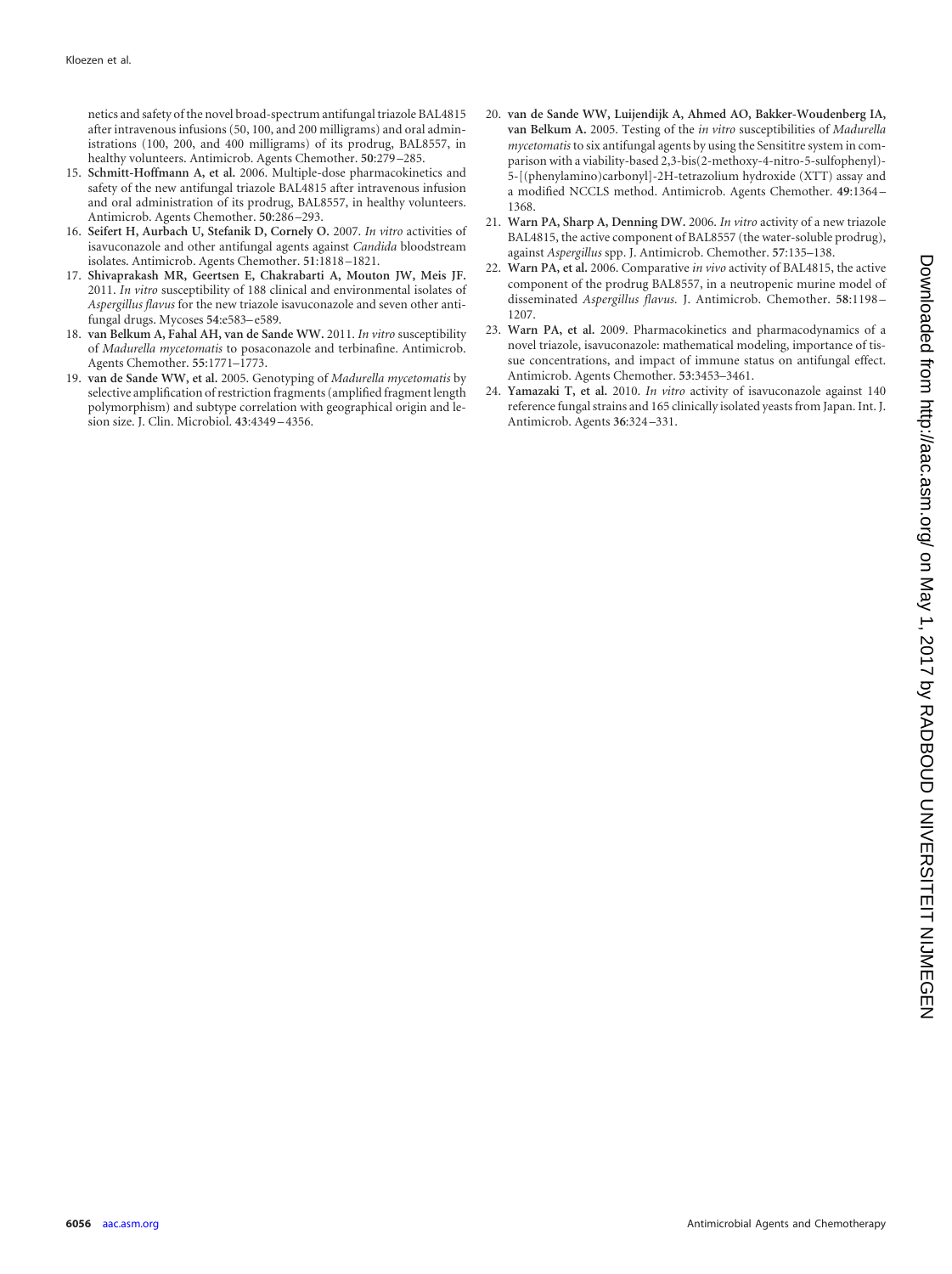netics and safety of the novel broad-spectrum antifungal triazole BAL4815 after intravenous infusions (50, 100, and 200 milligrams) and oral administrations (100, 200, and 400 milligrams) of its prodrug, BAL8557, in healthy volunteers. Antimicrob. Agents Chemother. **50**:279–285.

15. **Schmitt-Hoffmann A, et al.** 2006. Multiple-dose pharmacokinetics and safety of the new antifungal triazole BAL4815 after intravenous infusion and oral administration of its prodrug, BAL8557, in healthy volunteers. Antimicrob. Agents Chemother. **50**:286–293.
16. **Seifert H, Aurbach U, Stefanik D, Cornely O.** 2007. *In vitro* activities of isavuconazole and other antifungal agents against *Candida* bloodstream isolates. Antimicrob. Agents Chemother. **51**:1818–1821.
17. **Shivaprakash MR, Geertsen E, Chakrabarti A, Mouton JW, Meis JF.** 2011. *In vitro* susceptibility of 188 clinical and environmental isolates of *Aspergillus flavus* for the new triazole isavuconazole and seven other antifungal drugs. Mycoses **54**:e583–e589.
18. **van Belkum A, Fahal AH, van de Sande WW.** 2011. *In vitro* susceptibility of *Madurella mycetomatis* to posaconazole and terbinafine. Antimicrob. Agents Chemother. **55**:1771–1773.
19. **van de Sande WW, et al.** 2005. Genotyping of *Madurella mycetomatis* by selective amplification of restriction fragments (amplified fragment length polymorphism) and subtype correlation with geographical origin and lesion size. J. Clin. Microbiol. **43**:4349–4356.
20. **van de Sande WW, Luijendijk A, Ahmed AO, Bakker-Woudenberg IA, van Belkum A.** 2005. Testing of the *in vitro* susceptibilities of *Madurella mycetomatis* to six antifungal agents by using the Sensititre system in comparison with a viability-based 2,3-bis(2-methoxy-4-nitro-5-sulfophenyl)-5-[(phenylamino)carbonyl]-2H-tetrazolium hydroxide (XTT) assay and a modified NCCLS method. Antimicrob. Agents Chemother. **49**:1364–1368.
21. **Warn PA, Sharp A, Denning DW.** 2006. *In vitro* activity of a new triazole BAL4815, the active component of BAL8557 (the water-soluble prodrug), against *Aspergillus* spp. J. Antimicrob. Chemother. **57**:135–138.
22. **Warn PA, et al.** 2006. Comparative *in vivo* activity of BAL4815, the active component of the prodrug BAL8557, in a neutropenic murine model of disseminated *Aspergillus flavus*. J. Antimicrob. Chemother. **58**:1198–1207.
23. **Warn PA, et al.** 2009. Pharmacokinetics and pharmacodynamics of a novel triazole, isavuconazole: mathematical modeling, importance of tissue concentrations, and impact of immune status on antifungal effect. Antimicrob. Agents Chemother. **53**:3453–3461.
24. **Yamazaki T, et al.** 2010. *In vitro* activity of isavuconazole against 140 reference fungal strains and 165 clinically isolated yeasts from Japan. Int. J. Antimicrob. Agents **36**:324–331.